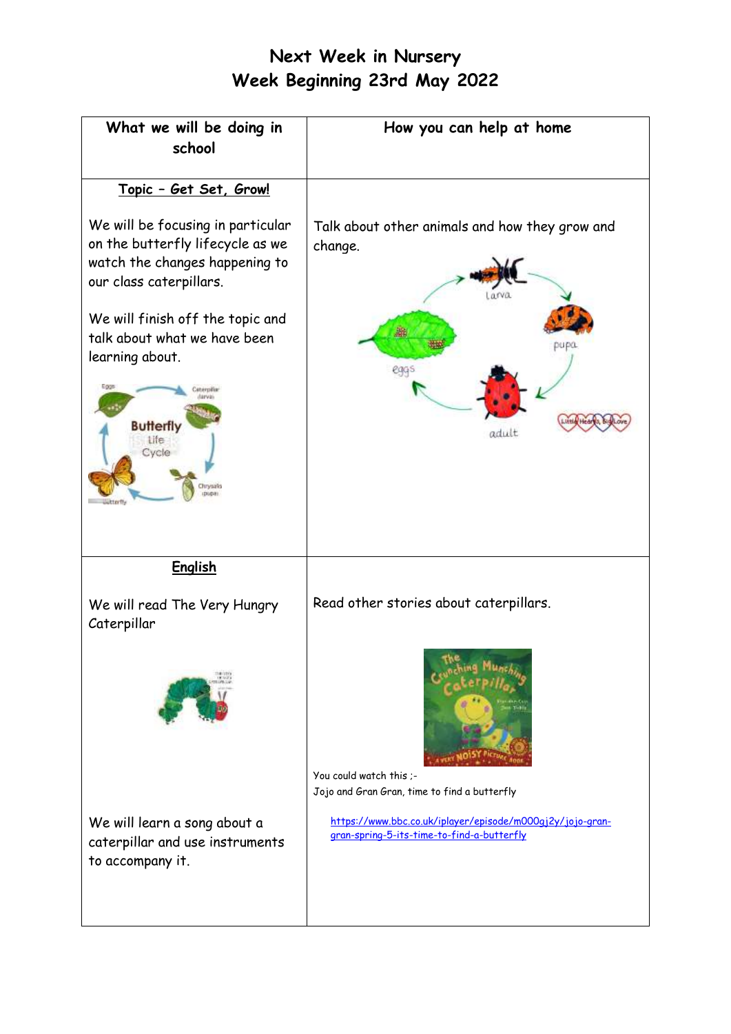# Next Week in Nursery
## Week Beginning 23rd May 2022

| What we will be doing in school | How you can help at home |
| --- | --- |
| **Topic – Get Set, Grow!**<br><br>We will be focusing in particular on the butterfly lifecycle as we watch the changes happening to our class caterpillars.<br><br>We will finish off the topic and talk about what we have been learning about. | Talk about other animals and how they grow and change. |
| **English**<br><br>We will read The Very Hungry Caterpillar<br><br>We will learn a song about a caterpillar and use instruments to accompany it. | Read other stories about caterpillars.<br><br>You could watch this ;-<br>Jojo and Gran Gran, time to find a butterfly<br><br>https://www.bbc.co.uk/iplayer/episode/m000gj2y/jojo-gran-gran-spring-5-its-time-to-find-a-butterfly |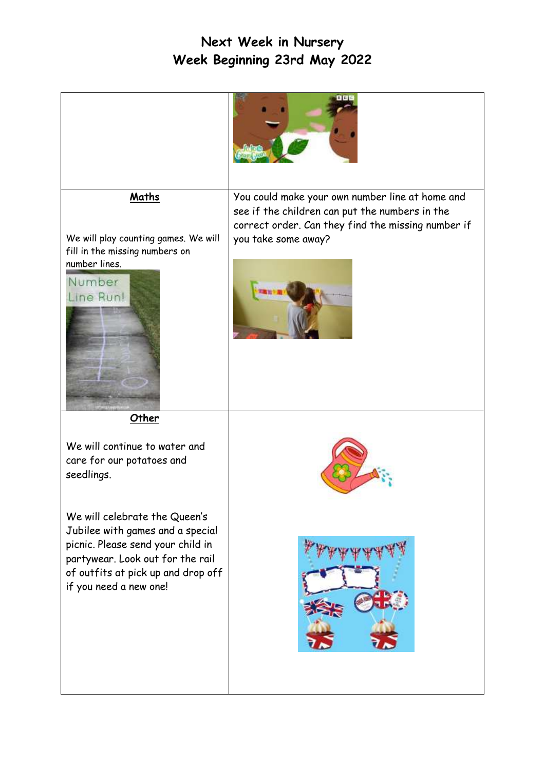# Next Week in Nursery
## Week Beginning 23rd May 2022

| | |
|---|---|
| | |
| **Maths**<br><br>We will play counting games. We will fill in the missing numbers on number lines. | You could make your own number line at home and see if the children can put the numbers in the correct order. Can they find the missing number if you take some away? |
| **Other**<br><br>We will continue to water and care for our potatoes and seedlings.<br><br>We will celebrate the Queen's Jubilee with games and a special picnic. Please send your child in partywear. Look out for the rail of outfits at pick up and drop off if you need a new one! | |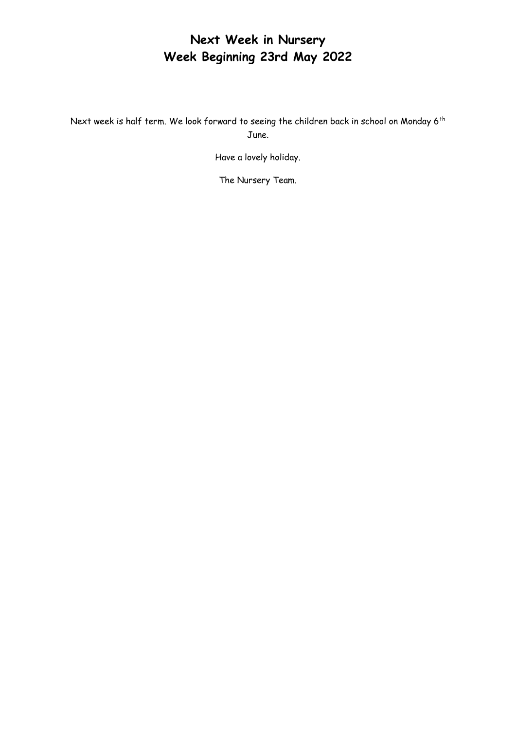# Next Week in Nursery
# Week Beginning 23rd May 2022

Next week is half term. We look forward to seeing the children back in school on Monday 6th June.

Have a lovely holiday.

The Nursery Team.